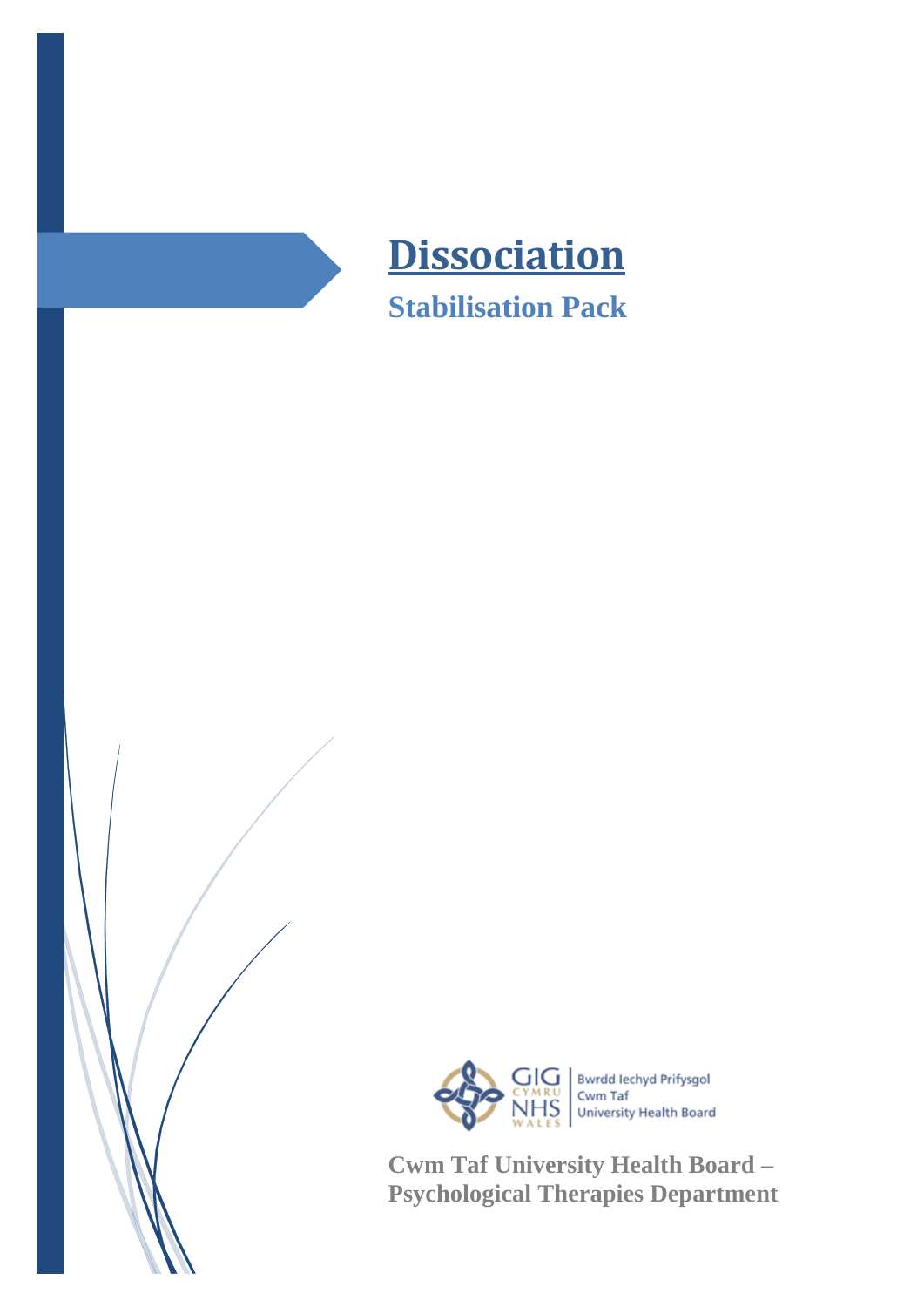# Dissociation

## Stabilisation Pack

Bwrdd Iechyd Prifysgol Cwm Taf University Health Board

**Cwm Taf University Health Board – Psychological Therapies Department**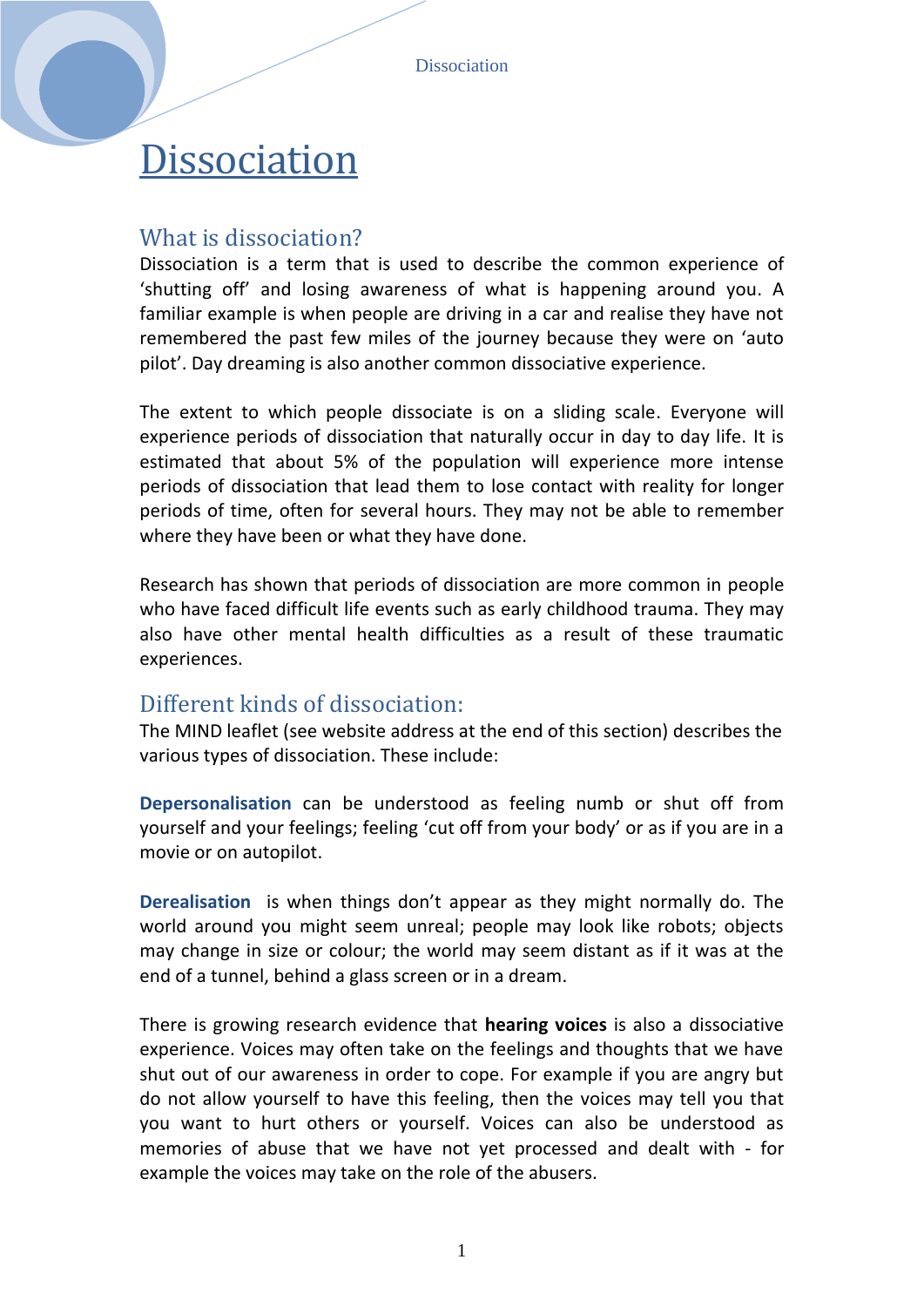# Dissociation

## What is dissociation?

Dissociation is a term that is used to describe the common experience of ‘shutting off’ and losing awareness of what is happening around you. A familiar example is when people are driving in a car and realise they have not remembered the past few miles of the journey because they were on ‘auto pilot’. Day dreaming is also another common dissociative experience.

The extent to which people dissociate is on a sliding scale. Everyone will experience periods of dissociation that naturally occur in day to day life. It is estimated that about 5% of the population will experience more intense periods of dissociation that lead them to lose contact with reality for longer periods of time, often for several hours. They may not be able to remember where they have been or what they have done.

Research has shown that periods of dissociation are more common in people who have faced difficult life events such as early childhood trauma. They may also have other mental health difficulties as a result of these traumatic experiences.

## Different kinds of dissociation:

The MIND leaflet (see website address at the end of this section) describes the various types of dissociation. These include:

**Depersonalisation** can be understood as feeling numb or shut off from yourself and your feelings; feeling ‘cut off from your body’ or as if you are in a movie or on autopilot.

**Derealisation** is when things don’t appear as they might normally do. The world around you might seem unreal; people may look like robots; objects may change in size or colour; the world may seem distant as if it was at the end of a tunnel, behind a glass screen or in a dream.

There is growing research evidence that **hearing voices** is also a dissociative experience. Voices may often take on the feelings and thoughts that we have shut out of our awareness in order to cope. For example if you are angry but do not allow yourself to have this feeling, then the voices may tell you that you want to hurt others or yourself. Voices can also be understood as memories of abuse that we have not yet processed and dealt with - for example the voices may take on the role of the abusers.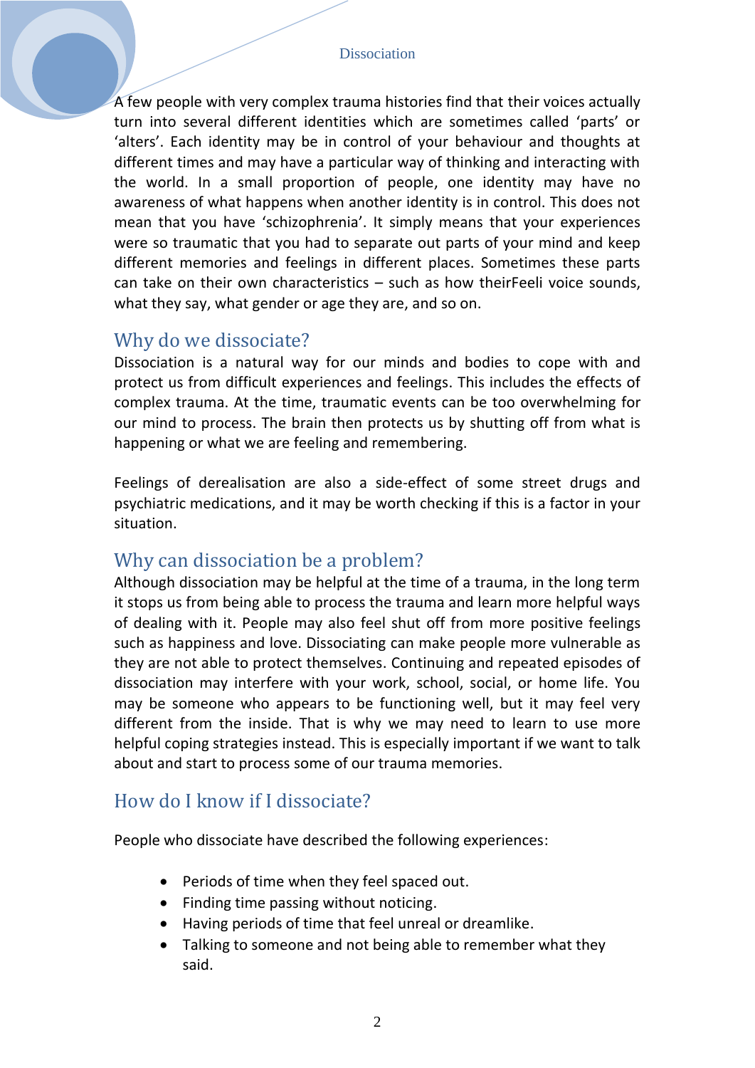A few people with very complex trauma histories find that their voices actually turn into several different identities which are sometimes called 'parts' or 'alters'. Each identity may be in control of your behaviour and thoughts at different times and may have a particular way of thinking and interacting with the world. In a small proportion of people, one identity may have no awareness of what happens when another identity is in control. This does not mean that you have 'schizophrenia'. It simply means that your experiences were so traumatic that you had to separate out parts of your mind and keep different memories and feelings in different places. Sometimes these parts can take on their own characteristics – such as how theirFeeli voice sounds, what they say, what gender or age they are, and so on.

## Why do we dissociate?

Dissociation is a natural way for our minds and bodies to cope with and protect us from difficult experiences and feelings. This includes the effects of complex trauma. At the time, traumatic events can be too overwhelming for our mind to process. The brain then protects us by shutting off from what is happening or what we are feeling and remembering.

Feelings of derealisation are also a side-effect of some street drugs and psychiatric medications, and it may be worth checking if this is a factor in your situation.

## Why can dissociation be a problem?

Although dissociation may be helpful at the time of a trauma, in the long term it stops us from being able to process the trauma and learn more helpful ways of dealing with it. People may also feel shut off from more positive feelings such as happiness and love. Dissociating can make people more vulnerable as they are not able to protect themselves. Continuing and repeated episodes of dissociation may interfere with your work, school, social, or home life. You may be someone who appears to be functioning well, but it may feel very different from the inside. That is why we may need to learn to use more helpful coping strategies instead. This is especially important if we want to talk about and start to process some of our trauma memories.

## How do I know if I dissociate?

People who dissociate have described the following experiences:

- Periods of time when they feel spaced out.
- Finding time passing without noticing.
- Having periods of time that feel unreal or dreamlike.
- Talking to someone and not being able to remember what they said.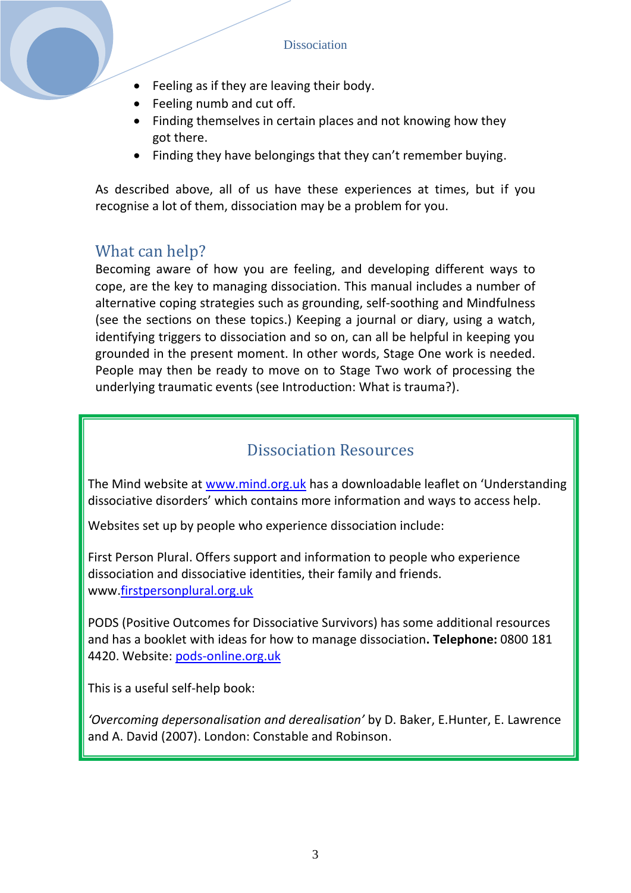- Feeling as if they are leaving their body.
- Feeling numb and cut off.
- Finding themselves in certain places and not knowing how they got there.
- Finding they have belongings that they can't remember buying.

As described above, all of us have these experiences at times, but if you recognise a lot of them, dissociation may be a problem for you.

## What can help?

Becoming aware of how you are feeling, and developing different ways to cope, are the key to managing dissociation. This manual includes a number of alternative coping strategies such as grounding, self-soothing and Mindfulness (see the sections on these topics.) Keeping a journal or diary, using a watch, identifying triggers to dissociation and so on, can all be helpful in keeping you grounded in the present moment. In other words, Stage One work is needed. People may then be ready to move on to Stage Two work of processing the underlying traumatic events (see Introduction: What is trauma?).

## Dissociation Resources

The Mind website at www.mind.org.uk has a downloadable leaflet on 'Understanding dissociative disorders' which contains more information and ways to access help.

Websites set up by people who experience dissociation include:

First Person Plural. Offers support and information to people who experience dissociation and dissociative identities, their family and friends. www.firstpersonplural.org.uk

PODS (Positive Outcomes for Dissociative Survivors) has some additional resources and has a booklet with ideas for how to manage dissociation**. Telephone:** 0800 181 4420. Website: pods-online.org.uk

This is a useful self-help book:

*'Overcoming depersonalisation and derealisation'* by D. Baker, E.Hunter, E. Lawrence and A. David (2007). London: Constable and Robinson.